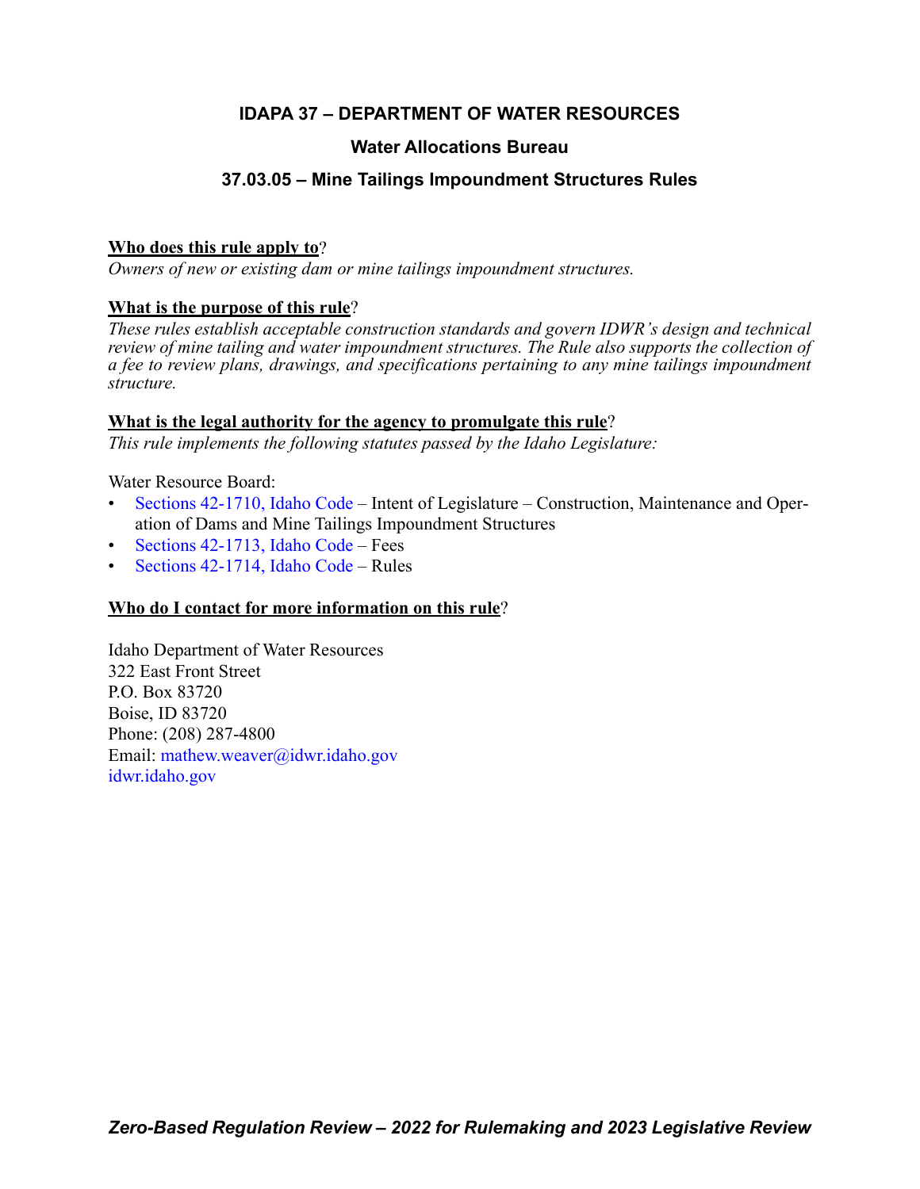# IDAPA 37 – DEPARTMENT OF WATER RESOURCES

## Water Allocations Bureau

## 37.03.05 – Mine Tailings Impoundment Structures Rules

**Who does this rule apply to**?

*Owners of new or existing dam or mine tailings impoundment structures.*

**What is the purpose of this rule**?

*These rules establish acceptable construction standards and govern IDWR's design and technical review of mine tailing and water impoundment structures. The Rule also supports the collection of a fee to review plans, drawings, and specifications pertaining to any mine tailings impoundment structure.*

**What is the legal authority for the agency to promulgate this rule**?

*This rule implements the following statutes passed by the Idaho Legislature:*

Water Resource Board:

- Sections 42-1710, Idaho Code – Intent of Legislature – Construction, Maintenance and Operation of Dams and Mine Tailings Impoundment Structures
- Sections 42-1713, Idaho Code – Fees
- Sections 42-1714, Idaho Code – Rules

**Who do I contact for more information on this rule**?

Idaho Department of Water Resources
322 East Front Street
P.O. Box 83720
Boise, ID 83720
Phone: (208) 287-4800
Email: mathew.weaver@idwr.idaho.gov
idwr.idaho.gov

***Zero-Based Regulation Review – 2022 for Rulemaking and 2023 Legislative Review***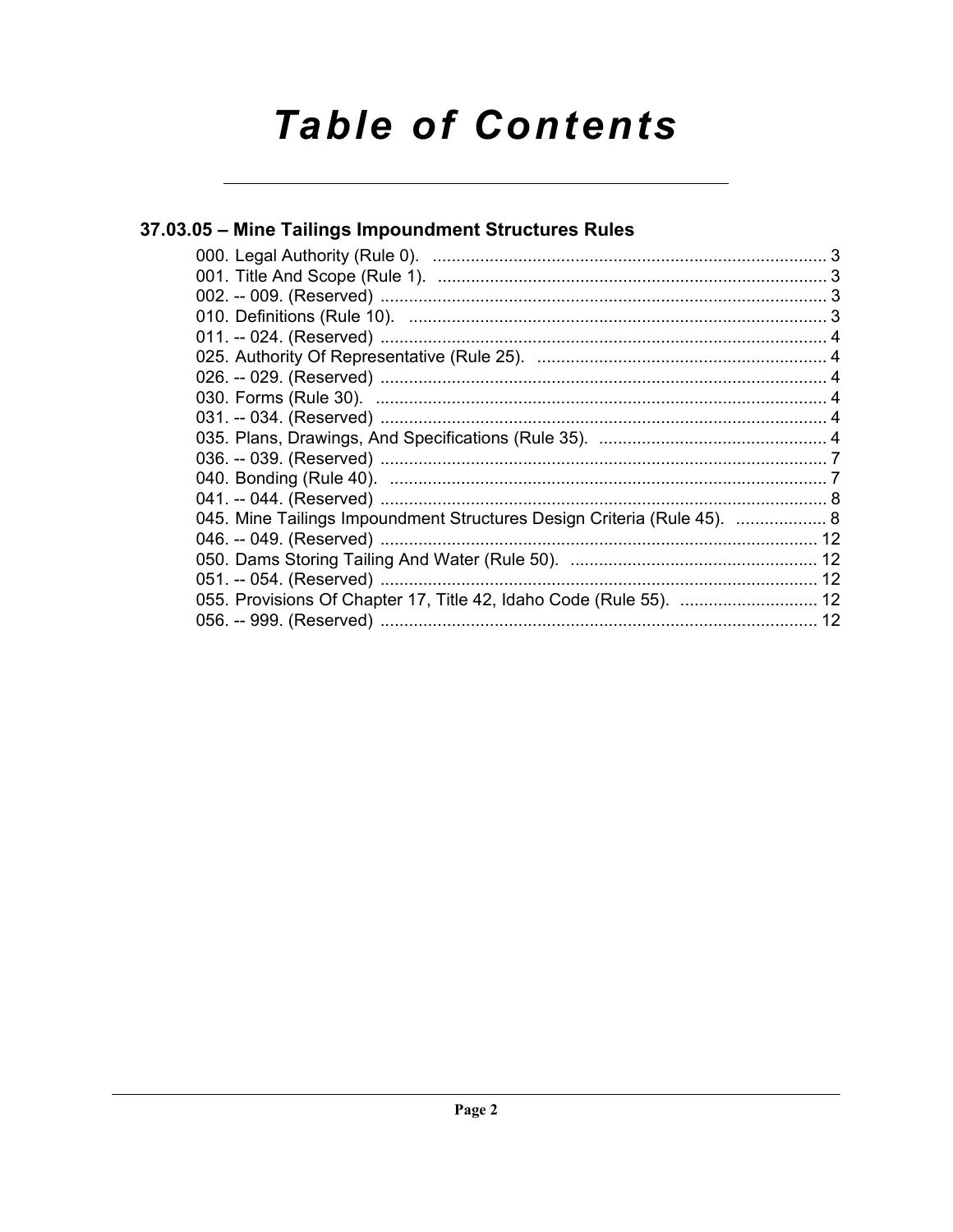# *Table of Contents*

## 37.03.05 – Mine Tailings Impoundment Structures Rules

000. Legal Authority (Rule 0). ..................................................................................... 3
001. Title And Scope (Rule 1). ..................................................................................... 3
002. -- 009. (Reserved) ..................................................................................... 3
010. Definitions (Rule 10). ..................................................................................... 3
011. -- 024. (Reserved) ..................................................................................... 4
025. Authority Of Representative (Rule 25). ..................................................................................... 4
026. -- 029. (Reserved) ..................................................................................... 4
030. Forms (Rule 30). ..................................................................................... 4
031. -- 034. (Reserved) ..................................................................................... 4
035. Plans, Drawings, And Specifications (Rule 35). ..................................................................................... 4
036. -- 039. (Reserved) ..................................................................................... 7
040. Bonding (Rule 40). ..................................................................................... 7
041. -- 044. (Reserved) ..................................................................................... 8
045. Mine Tailings Impoundment Structures Design Criteria (Rule 45). ..................... 8
046. -- 049. (Reserved) ..................................................................................... 12
050. Dams Storing Tailing And Water (Rule 50). ..................................................................................... 12
051. -- 054. (Reserved) ..................................................................................... 12
055. Provisions Of Chapter 17, Title 42, Idaho Code (Rule 55). ............................. 12
056. -- 999. (Reserved) ..................................................................................... 12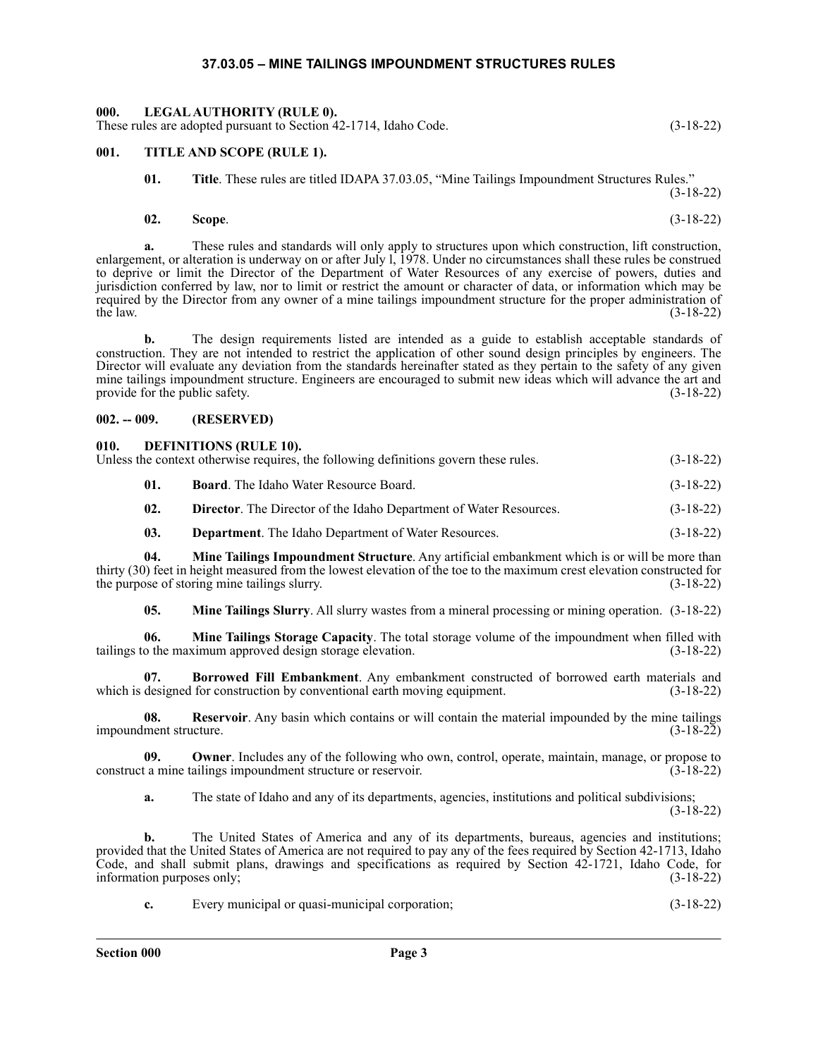# 37.03.05 – MINE TAILINGS IMPOUNDMENT STRUCTURES RULES

## 000. LEGAL AUTHORITY (RULE 0).

These rules are adopted pursuant to Section 42-1714, Idaho Code. (3-18-22)

## 001. TITLE AND SCOPE (RULE 1).

**01. Title**. These rules are titled IDAPA 37.03.05, "Mine Tailings Impoundment Structures Rules." (3-18-22)

**02. Scope**. (3-18-22)

**a.** These rules and standards will only apply to structures upon which construction, lift construction, enlargement, or alteration is underway on or after July l, 1978. Under no circumstances shall these rules be construed to deprive or limit the Director of the Department of Water Resources of any exercise of powers, duties and jurisdiction conferred by law, nor to limit or restrict the amount or character of data, or information which may be required by the Director from any owner of a mine tailings impoundment structure for the proper administration of the law. (3-18-22)

**b.** The design requirements listed are intended as a guide to establish acceptable standards of construction. They are not intended to restrict the application of other sound design principles by engineers. The Director will evaluate any deviation from the standards hereinafter stated as they pertain to the safety of any given mine tailings impoundment structure. Engineers are encouraged to submit new ideas which will advance the art and provide for the public safety. (3-18-22)

## 002. -- 009. (RESERVED)

## 010. DEFINITIONS (RULE 10).

Unless the context otherwise requires, the following definitions govern these rules. (3-18-22)

**01. Board**. The Idaho Water Resource Board. (3-18-22)

**02. Director**. The Director of the Idaho Department of Water Resources. (3-18-22)

**03. Department**. The Idaho Department of Water Resources. (3-18-22)

**04. Mine Tailings Impoundment Structure**. Any artificial embankment which is or will be more than thirty (30) feet in height measured from the lowest elevation of the toe to the maximum crest elevation constructed for the purpose of storing mine tailings slurry. (3-18-22)

**05. Mine Tailings Slurry**. All slurry wastes from a mineral processing or mining operation. (3-18-22)

**06. Mine Tailings Storage Capacity**. The total storage volume of the impoundment when filled with tailings to the maximum approved design storage elevation. (3-18-22)

**07. Borrowed Fill Embankment**. Any embankment constructed of borrowed earth materials and which is designed for construction by conventional earth moving equipment. (3-18-22)

**08. Reservoir**. Any basin which contains or will contain the material impounded by the mine tailings impoundment structure. (3-18-22)

**09. Owner**. Includes any of the following who own, control, operate, maintain, manage, or propose to construct a mine tailings impoundment structure or reservoir. (3-18-22)

**a.** The state of Idaho and any of its departments, agencies, institutions and political subdivisions; (3-18-22)

**b.** The United States of America and any of its departments, bureaus, agencies and institutions; provided that the United States of America are not required to pay any of the fees required by Section 42-1713, Idaho Code, and shall submit plans, drawings and specifications as required by Section 42-1721, Idaho Code, for information purposes only; (3-18-22)

**c.** Every municipal or quasi-municipal corporation; (3-18-22)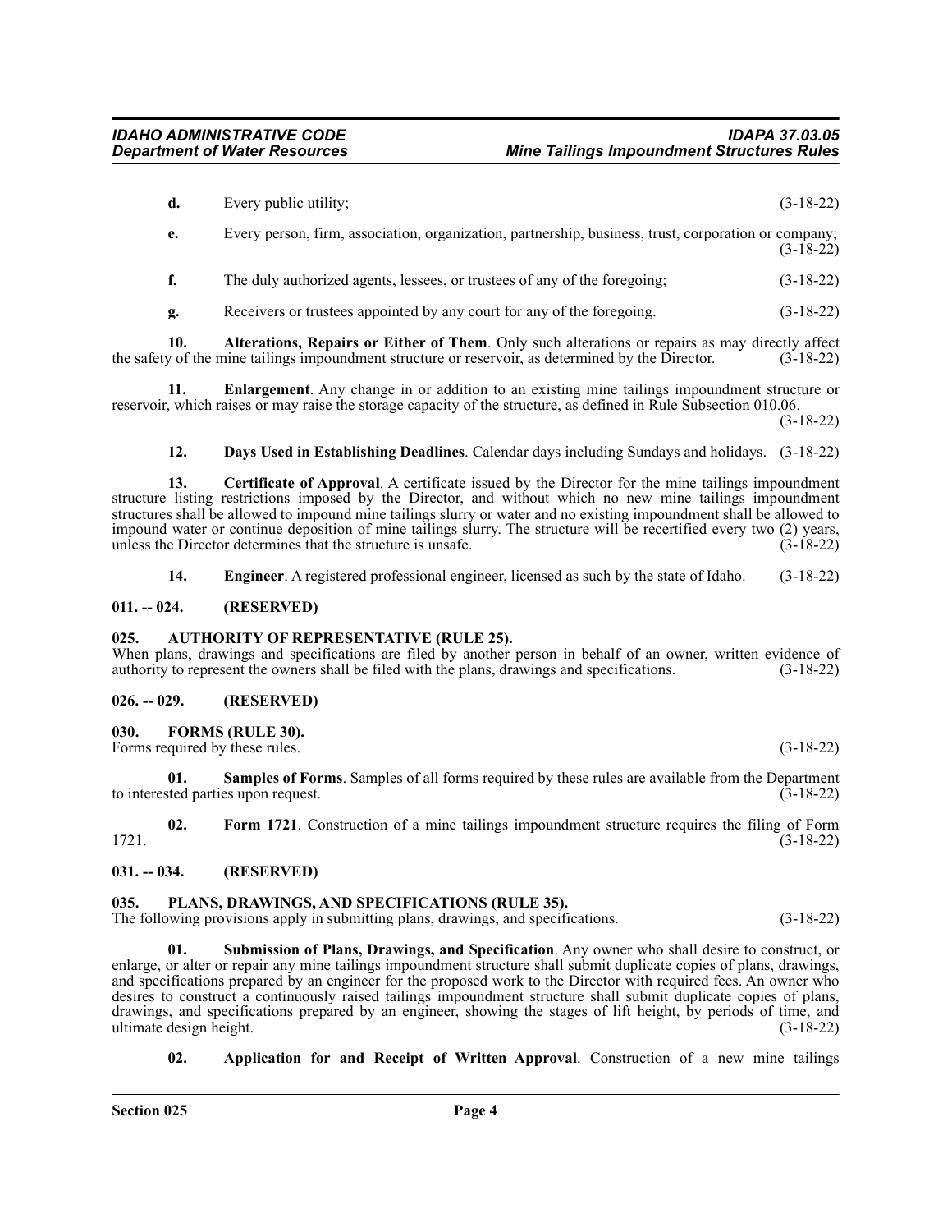**d.** Every public utility; (3-18-22)

**e.** Every person, firm, association, organization, partnership, business, trust, corporation or company; (3-18-22)

**f.** The duly authorized agents, lessees, or trustees of any of the foregoing; (3-18-22)

**g.** Receivers or trustees appointed by any court for any of the foregoing. (3-18-22)

**10. Alterations, Repairs or Either of Them**. Only such alterations or repairs as may directly affect the safety of the mine tailings impoundment structure or reservoir, as determined by the Director. (3-18-22)

**11. Enlargement**. Any change in or addition to an existing mine tailings impoundment structure or reservoir, which raises or may raise the storage capacity of the structure, as defined in Rule Subsection 010.06. (3-18-22)

**12. Days Used in Establishing Deadlines**. Calendar days including Sundays and holidays. (3-18-22)

**13. Certificate of Approval**. A certificate issued by the Director for the mine tailings impoundment structure listing restrictions imposed by the Director, and without which no new mine tailings impoundment structures shall be allowed to impound mine tailings slurry or water and no existing impoundment shall be allowed to impound water or continue deposition of mine tailings slurry. The structure will be recertified every two (2) years, unless the Director determines that the structure is unsafe. (3-18-22)

**14. Engineer**. A registered professional engineer, licensed as such by the state of Idaho. (3-18-22)

## 011. -- 024. (RESERVED)

## 025. AUTHORITY OF REPRESENTATIVE (RULE 25).

When plans, drawings and specifications are filed by another person in behalf of an owner, written evidence of authority to represent the owners shall be filed with the plans, drawings and specifications. (3-18-22)

## 026. -- 029. (RESERVED)

## 030. FORMS (RULE 30).

Forms required by these rules. (3-18-22)

**01. Samples of Forms**. Samples of all forms required by these rules are available from the Department to interested parties upon request. (3-18-22)

**02. Form 1721**. Construction of a mine tailings impoundment structure requires the filing of Form 1721. (3-18-22)

## 031. -- 034. (RESERVED)

## 035. PLANS, DRAWINGS, AND SPECIFICATIONS (RULE 35).

The following provisions apply in submitting plans, drawings, and specifications. (3-18-22)

**01. Submission of Plans, Drawings, and Specification**. Any owner who shall desire to construct, or enlarge, or alter or repair any mine tailings impoundment structure shall submit duplicate copies of plans, drawings, and specifications prepared by an engineer for the proposed work to the Director with required fees. An owner who desires to construct a continuously raised tailings impoundment structure shall submit duplicate copies of plans, drawings, and specifications prepared by an engineer, showing the stages of lift height, by periods of time, and ultimate design height. (3-18-22)

**02. Application for and Receipt of Written Approval**. Construction of a new mine tailings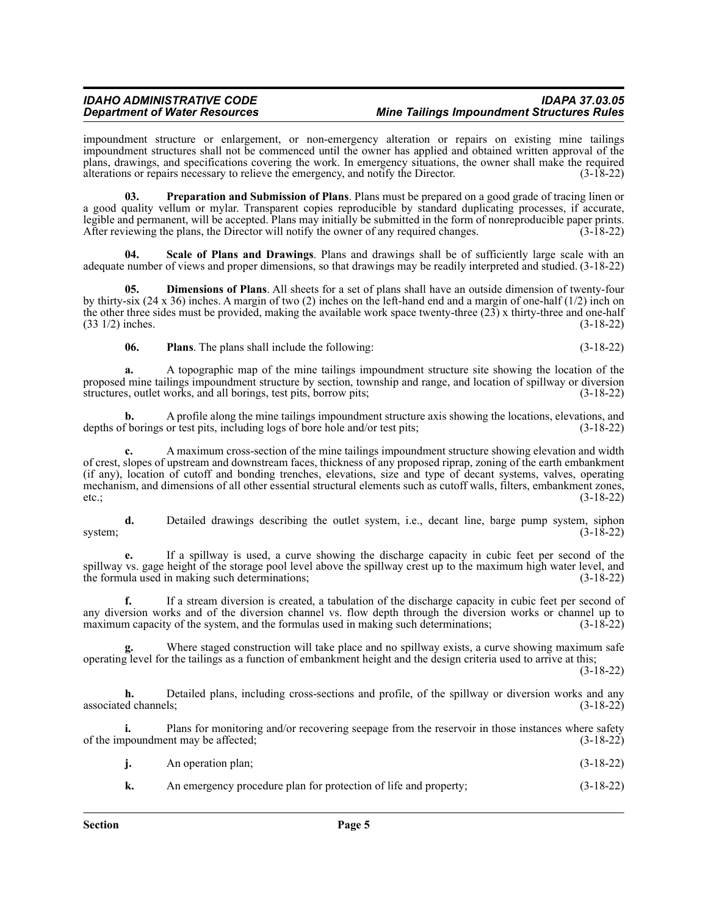impoundment structure or enlargement, or non-emergency alteration or repairs on existing mine tailings impoundment structures shall not be commenced until the owner has applied and obtained written approval of the plans, drawings, and specifications covering the work. In emergency situations, the owner shall make the required alterations or repairs necessary to relieve the emergency, and notify the Director. (3-18-22)

**03. Preparation and Submission of Plans**. Plans must be prepared on a good grade of tracing linen or a good quality vellum or mylar. Transparent copies reproducible by standard duplicating processes, if accurate, legible and permanent, will be accepted. Plans may initially be submitted in the form of nonreproducible paper prints. After reviewing the plans, the Director will notify the owner of any required changes. (3-18-22)

**04. Scale of Plans and Drawings**. Plans and drawings shall be of sufficiently large scale with an adequate number of views and proper dimensions, so that drawings may be readily interpreted and studied. (3-18-22)

**05. Dimensions of Plans**. All sheets for a set of plans shall have an outside dimension of twenty-four by thirty-six (24 x 36) inches. A margin of two (2) inches on the left-hand end and a margin of one-half (1/2) inch on the other three sides must be provided, making the available work space twenty-three (23) x thirty-three and one-half (33 1/2) inches. (3-18-22)

**06. Plans**. The plans shall include the following: (3-18-22)

**a.** A topographic map of the mine tailings impoundment structure site showing the location of the proposed mine tailings impoundment structure by section, township and range, and location of spillway or diversion structures, outlet works, and all borings, test pits, borrow pits; (3-18-22)

**b.** A profile along the mine tailings impoundment structure axis showing the locations, elevations, and depths of borings or test pits, including logs of bore hole and/or test pits; (3-18-22)

**c.** A maximum cross-section of the mine tailings impoundment structure showing elevation and width of crest, slopes of upstream and downstream faces, thickness of any proposed riprap, zoning of the earth embankment (if any), location of cutoff and bonding trenches, elevations, size and type of decant systems, valves, operating mechanism, and dimensions of all other essential structural elements such as cutoff walls, filters, embankment zones, etc.; (3-18-22)

**d.** Detailed drawings describing the outlet system, i.e., decant line, barge pump system, siphon system; (3-18-22)

**e.** If a spillway is used, a curve showing the discharge capacity in cubic feet per second of the spillway vs. gage height of the storage pool level above the spillway crest up to the maximum high water level, and the formula used in making such determinations; (3-18-22)

**f.** If a stream diversion is created, a tabulation of the discharge capacity in cubic feet per second of any diversion works and of the diversion channel vs. flow depth through the diversion works or channel up to maximum capacity of the system, and the formulas used in making such determinations; (3-18-22)

**g.** Where staged construction will take place and no spillway exists, a curve showing maximum safe operating level for the tailings as a function of embankment height and the design criteria used to arrive at this; (3-18-22)

**h.** Detailed plans, including cross-sections and profile, of the spillway or diversion works and any associated channels; (3-18-22)

**i.** Plans for monitoring and/or recovering seepage from the reservoir in those instances where safety of the impoundment may be affected; (3-18-22)

**j.** An operation plan; (3-18-22)

**k.** An emergency procedure plan for protection of life and property; (3-18-22)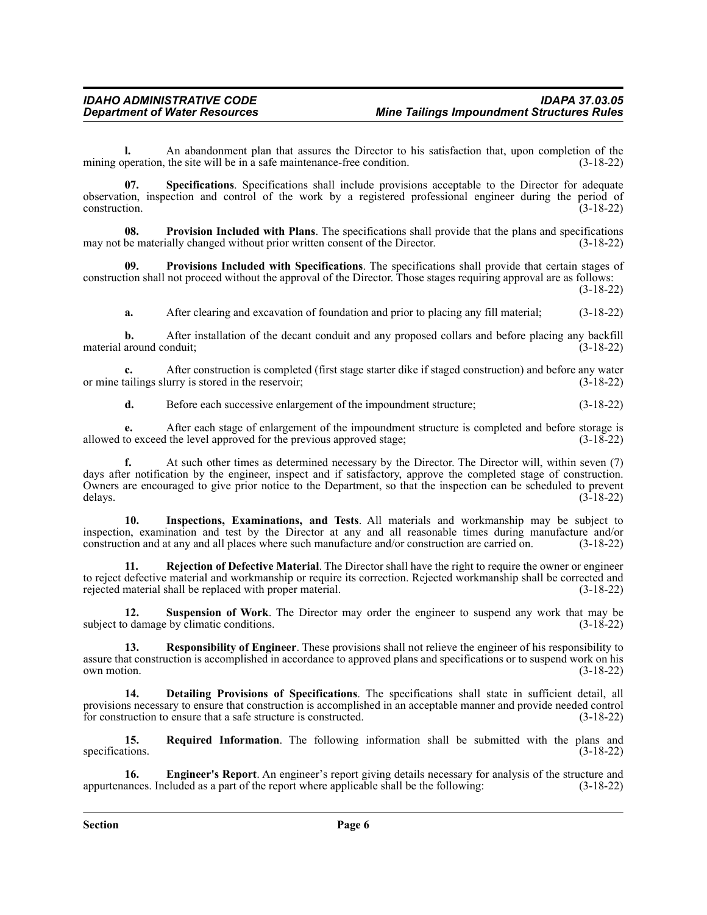**l.** An abandonment plan that assures the Director to his satisfaction that, upon completion of the mining operation, the site will be in a safe maintenance-free condition. (3-18-22)

**07. Specifications**. Specifications shall include provisions acceptable to the Director for adequate observation, inspection and control of the work by a registered professional engineer during the period of construction. (3-18-22)

**08. Provision Included with Plans**. The specifications shall provide that the plans and specifications may not be materially changed without prior written consent of the Director. (3-18-22)

**09. Provisions Included with Specifications**. The specifications shall provide that certain stages of construction shall not proceed without the approval of the Director. Those stages requiring approval are as follows: (3-18-22)

**a.** After clearing and excavation of foundation and prior to placing any fill material; (3-18-22)

**b.** After installation of the decant conduit and any proposed collars and before placing any backfill material around conduit; (3-18-22)

**c.** After construction is completed (first stage starter dike if staged construction) and before any water or mine tailings slurry is stored in the reservoir; (3-18-22)

**d.** Before each successive enlargement of the impoundment structure; (3-18-22)

**e.** After each stage of enlargement of the impoundment structure is completed and before storage is allowed to exceed the level approved for the previous approved stage; (3-18-22)

**f.** At such other times as determined necessary by the Director. The Director will, within seven (7) days after notification by the engineer, inspect and if satisfactory, approve the completed stage of construction. Owners are encouraged to give prior notice to the Department, so that the inspection can be scheduled to prevent delays. (3-18-22)

**10. Inspections, Examinations, and Tests**. All materials and workmanship may be subject to inspection, examination and test by the Director at any and all reasonable times during manufacture and/or construction and at any and all places where such manufacture and/or construction are carried on. (3-18-22)

**11. Rejection of Defective Material**. The Director shall have the right to require the owner or engineer to reject defective material and workmanship or require its correction. Rejected workmanship shall be corrected and rejected material shall be replaced with proper material. (3-18-22)

**12. Suspension of Work**. The Director may order the engineer to suspend any work that may be subject to damage by climatic conditions. (3-18-22)

**13. Responsibility of Engineer**. These provisions shall not relieve the engineer of his responsibility to assure that construction is accomplished in accordance to approved plans and specifications or to suspend work on his own motion. (3-18-22)

**14. Detailing Provisions of Specifications**. The specifications shall state in sufficient detail, all provisions necessary to ensure that construction is accomplished in an acceptable manner and provide needed control for construction to ensure that a safe structure is constructed. (3-18-22)

**15. Required Information**. The following information shall be submitted with the plans and specifications. (3-18-22)

**16. Engineer's Report**. An engineer's report giving details necessary for analysis of the structure and appurtenances. Included as a part of the report where applicable shall be the following: (3-18-22)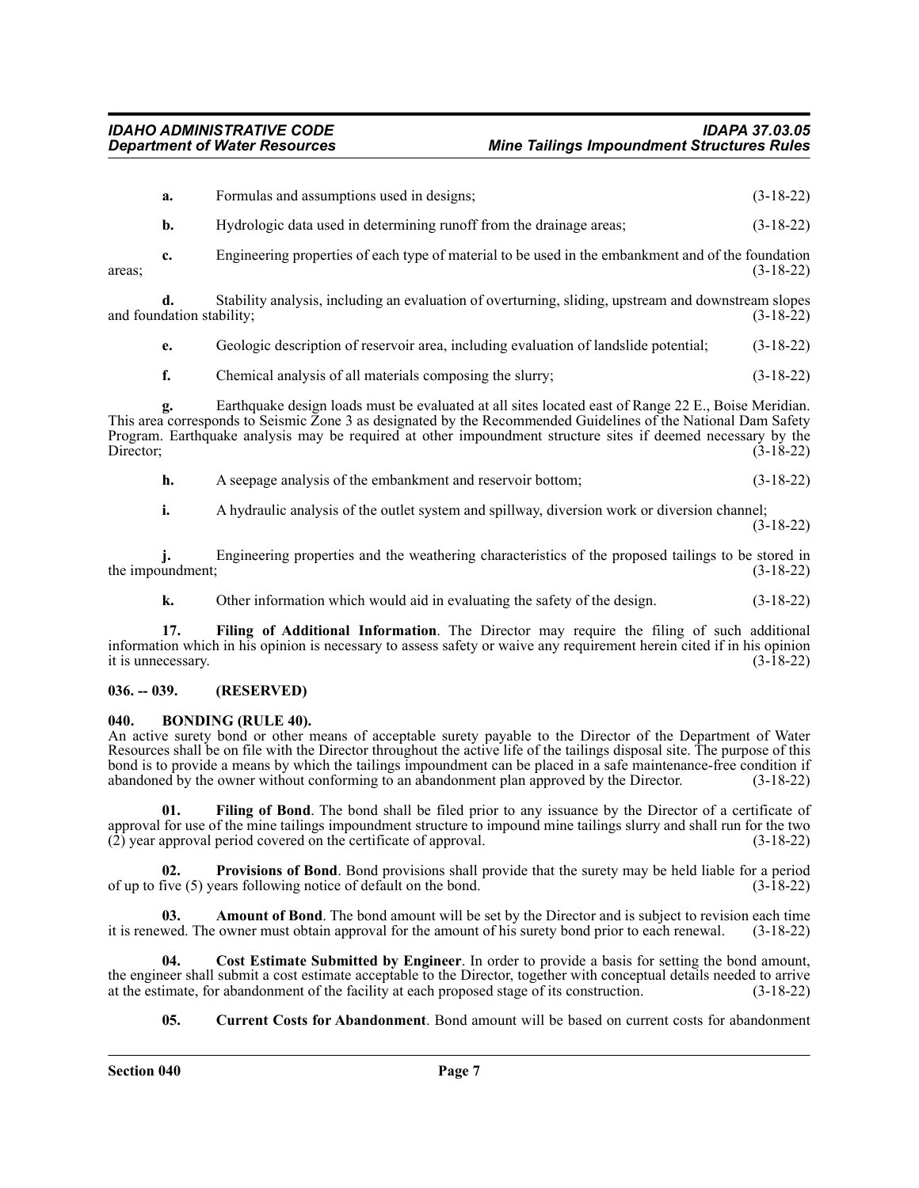**a.** Formulas and assumptions used in designs; (3-18-22)

**b.** Hydrologic data used in determining runoff from the drainage areas; (3-18-22)

**c.** Engineering properties of each type of material to be used in the embankment and of the foundation areas; (3-18-22)

**d.** Stability analysis, including an evaluation of overturning, sliding, upstream and downstream slopes and foundation stability; (3-18-22)

**e.** Geologic description of reservoir area, including evaluation of landslide potential; (3-18-22)

**f.** Chemical analysis of all materials composing the slurry; (3-18-22)

**g.** Earthquake design loads must be evaluated at all sites located east of Range 22 E., Boise Meridian. This area corresponds to Seismic Zone 3 as designated by the Recommended Guidelines of the National Dam Safety Program. Earthquake analysis may be required at other impoundment structure sites if deemed necessary by the Director; (3-18-22)

**h.** A seepage analysis of the embankment and reservoir bottom; (3-18-22)

**i.** A hydraulic analysis of the outlet system and spillway, diversion work or diversion channel; (3-18-22)

**j.** Engineering properties and the weathering characteristics of the proposed tailings to be stored in the impoundment; (3-18-22)

**k.** Other information which would aid in evaluating the safety of the design. (3-18-22)

**17. Filing of Additional Information**. The Director may require the filing of such additional information which in his opinion is necessary to assess safety or waive any requirement herein cited if in his opinion it is unnecessary. (3-18-22)

## 036. -- 039. (RESERVED)

## 040. BONDING (RULE 40).

An active surety bond or other means of acceptable surety payable to the Director of the Department of Water Resources shall be on file with the Director throughout the active life of the tailings disposal site. The purpose of this bond is to provide a means by which the tailings impoundment can be placed in a safe maintenance-free condition if abandoned by the owner without conforming to an abandonment plan approved by the Director. (3-18-22)

**01. Filing of Bond**. The bond shall be filed prior to any issuance by the Director of a certificate of approval for use of the mine tailings impoundment structure to impound mine tailings slurry and shall run for the two (2) year approval period covered on the certificate of approval. (3-18-22)

**02. Provisions of Bond**. Bond provisions shall provide that the surety may be held liable for a period of up to five (5) years following notice of default on the bond. (3-18-22)

**03. Amount of Bond**. The bond amount will be set by the Director and is subject to revision each time it is renewed. The owner must obtain approval for the amount of his surety bond prior to each renewal. (3-18-22)

**04. Cost Estimate Submitted by Engineer**. In order to provide a basis for setting the bond amount, the engineer shall submit a cost estimate acceptable to the Director, together with conceptual details needed to arrive at the estimate, for abandonment of the facility at each proposed stage of its construction. (3-18-22)

**05. Current Costs for Abandonment**. Bond amount will be based on current costs for abandonment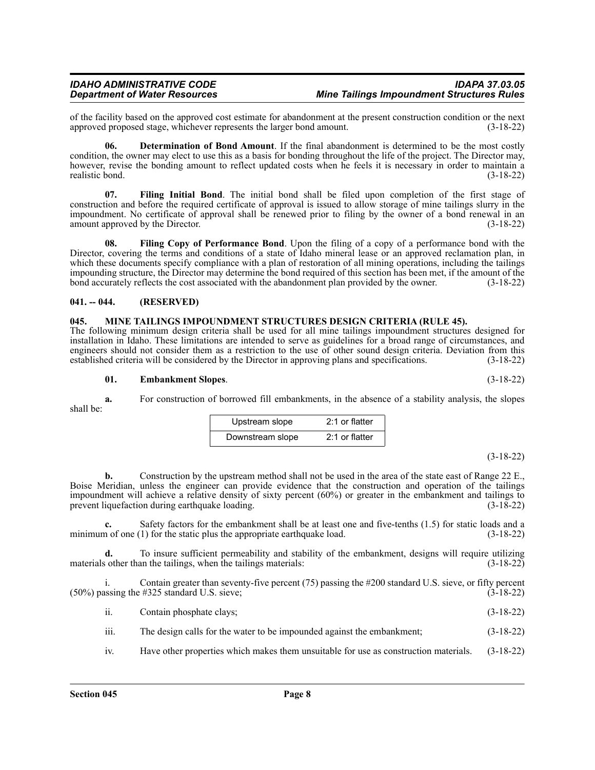of the facility based on the approved cost estimate for abandonment at the present construction condition or the next approved proposed stage, whichever represents the larger bond amount. (3-18-22)

**06. Determination of Bond Amount**. If the final abandonment is determined to be the most costly condition, the owner may elect to use this as a basis for bonding throughout the life of the project. The Director may, however, revise the bonding amount to reflect updated costs when he feels it is necessary in order to maintain a realistic bond. (3-18-22)

**07. Filing Initial Bond**. The initial bond shall be filed upon completion of the first stage of construction and before the required certificate of approval is issued to allow storage of mine tailings slurry in the impoundment. No certificate of approval shall be renewed prior to filing by the owner of a bond renewal in an amount approved by the Director. (3-18-22)

**08. Filing Copy of Performance Bond**. Upon the filing of a copy of a performance bond with the Director, covering the terms and conditions of a state of Idaho mineral lease or an approved reclamation plan, in which these documents specify compliance with a plan of restoration of all mining operations, including the tailings impounding structure, the Director may determine the bond required of this section has been met, if the amount of the bond accurately reflects the cost associated with the abandonment plan provided by the owner. (3-18-22)

## 041. -- 044. (RESERVED)

## 045. MINE TAILINGS IMPOUNDMENT STRUCTURES DESIGN CRITERIA (RULE 45).

The following minimum design criteria shall be used for all mine tailings impoundment structures designed for installation in Idaho. These limitations are intended to serve as guidelines for a broad range of circumstances, and engineers should not consider them as a restriction to the use of other sound design criteria. Deviation from this established criteria will be considered by the Director in approving plans and specifications. (3-18-22)

**01. Embankment Slopes**. (3-18-22)

**a.** For construction of borrowed fill embankments, in the absence of a stability analysis, the slopes shall be:

| Upstream slope | 2:1 or flatter |
|---|---|
| Downstream slope | 2:1 or flatter |

(3-18-22)

**b.** Construction by the upstream method shall not be used in the area of the state east of Range 22 E., Boise Meridian, unless the engineer can provide evidence that the construction and operation of the tailings impoundment will achieve a relative density of sixty percent (60%) or greater in the embankment and tailings to prevent liquefaction during earthquake loading. (3-18-22)

**c.** Safety factors for the embankment shall be at least one and five-tenths (1.5) for static loads and a minimum of one (1) for the static plus the appropriate earthquake load. (3-18-22)

**d.** To insure sufficient permeability and stability of the embankment, designs will require utilizing materials other than the tailings, when the tailings materials: (3-18-22)

i. Contain greater than seventy-five percent (75) passing the #200 standard U.S. sieve, or fifty percent (50%) passing the #325 standard U.S. sieve; (3-18-22)

ii. Contain phosphate clays; (3-18-22)

iii. The design calls for the water to be impounded against the embankment; (3-18-22)

iv. Have other properties which makes them unsuitable for use as construction materials. (3-18-22)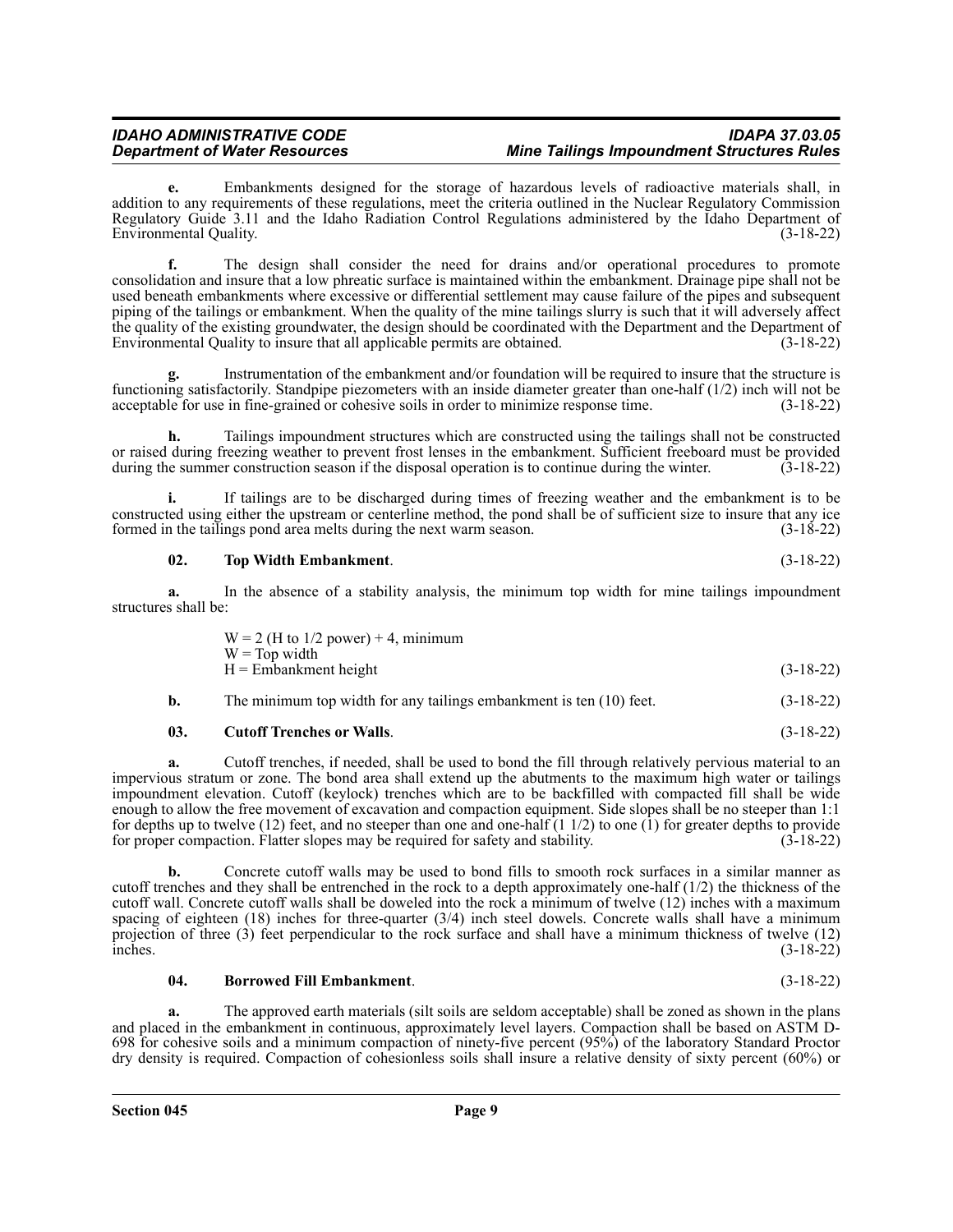**e.** Embankments designed for the storage of hazardous levels of radioactive materials shall, in addition to any requirements of these regulations, meet the criteria outlined in the Nuclear Regulatory Commission Regulatory Guide 3.11 and the Idaho Radiation Control Regulations administered by the Idaho Department of Environmental Quality. (3-18-22)

**f.** The design shall consider the need for drains and/or operational procedures to promote consolidation and insure that a low phreatic surface is maintained within the embankment. Drainage pipe shall not be used beneath embankments where excessive or differential settlement may cause failure of the pipes and subsequent piping of the tailings or embankment. When the quality of the mine tailings slurry is such that it will adversely affect the quality of the existing groundwater, the design should be coordinated with the Department and the Department of Environmental Quality to insure that all applicable permits are obtained. (3-18-22)

**g.** Instrumentation of the embankment and/or foundation will be required to insure that the structure is functioning satisfactorily. Standpipe piezometers with an inside diameter greater than one-half (1/2) inch will not be acceptable for use in fine-grained or cohesive soils in order to minimize response time. (3-18-22)

**h.** Tailings impoundment structures which are constructed using the tailings shall not be constructed or raised during freezing weather to prevent frost lenses in the embankment. Sufficient freeboard must be provided during the summer construction season if the disposal operation is to continue during the winter. (3-18-22)

**i.** If tailings are to be discharged during times of freezing weather and the embankment is to be constructed using either the upstream or centerline method, the pond shall be of sufficient size to insure that any ice formed in the tailings pond area melts during the next warm season. (3-18-22)

**02. Top Width Embankment**. (3-18-22)

**a.** In the absence of a stability analysis, the minimum top width for mine tailings impoundment structures shall be:

W = 2 (H to 1/2 power) + 4, minimum
W = Top width
H = Embankment height (3-18-22)

**b.** The minimum top width for any tailings embankment is ten (10) feet. (3-18-22)

**03. Cutoff Trenches or Walls**. (3-18-22)

**a.** Cutoff trenches, if needed, shall be used to bond the fill through relatively pervious material to an impervious stratum or zone. The bond area shall extend up the abutments to the maximum high water or tailings impoundment elevation. Cutoff (keylock) trenches which are to be backfilled with compacted fill shall be wide enough to allow the free movement of excavation and compaction equipment. Side slopes shall be no steeper than 1:1 for depths up to twelve (12) feet, and no steeper than one and one-half (1 1/2) to one (1) for greater depths to provide for proper compaction. Flatter slopes may be required for safety and stability. (3-18-22)

**b.** Concrete cutoff walls may be used to bond fills to smooth rock surfaces in a similar manner as cutoff trenches and they shall be entrenched in the rock to a depth approximately one-half (1/2) the thickness of the cutoff wall. Concrete cutoff walls shall be doweled into the rock a minimum of twelve (12) inches with a maximum spacing of eighteen (18) inches for three-quarter (3/4) inch steel dowels. Concrete walls shall have a minimum projection of three (3) feet perpendicular to the rock surface and shall have a minimum thickness of twelve (12) inches. (3-18-22)

**04. Borrowed Fill Embankment**. (3-18-22)

**a.** The approved earth materials (silt soils are seldom acceptable) shall be zoned as shown in the plans and placed in the embankment in continuous, approximately level layers. Compaction shall be based on ASTM D-698 for cohesive soils and a minimum compaction of ninety-five percent (95%) of the laboratory Standard Proctor dry density is required. Compaction of cohesionless soils shall insure a relative density of sixty percent (60%) or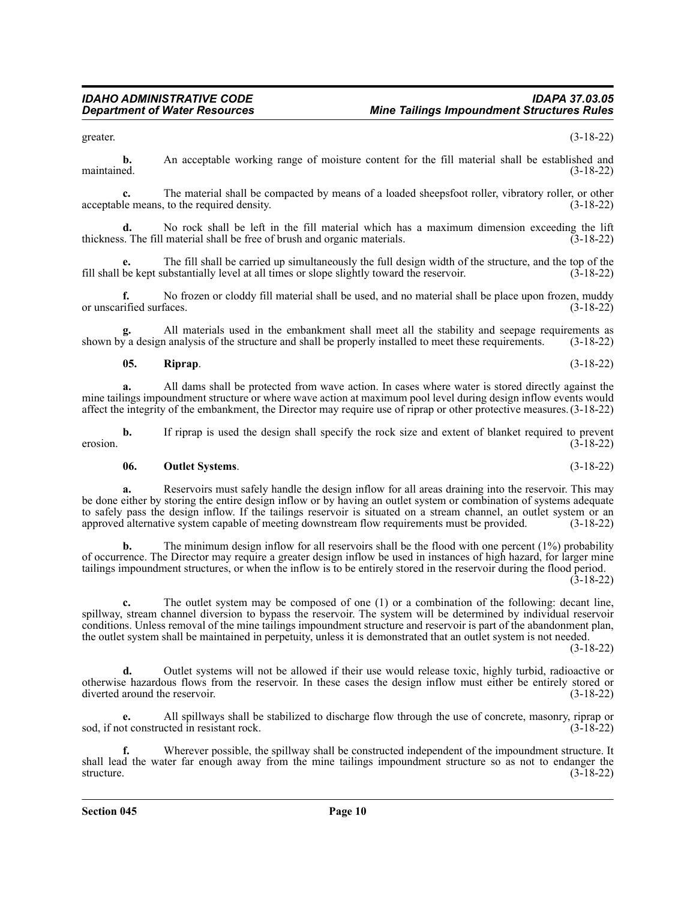greater. (3-18-22)

**b.** An acceptable working range of moisture content for the fill material shall be established and maintained. (3-18-22)

**c.** The material shall be compacted by means of a loaded sheepsfoot roller, vibratory roller, or other acceptable means, to the required density. (3-18-22)

**d.** No rock shall be left in the fill material which has a maximum dimension exceeding the lift thickness. The fill material shall be free of brush and organic materials. (3-18-22)

**e.** The fill shall be carried up simultaneously the full design width of the structure, and the top of the fill shall be kept substantially level at all times or slope slightly toward the reservoir. (3-18-22)

**f.** No frozen or cloddy fill material shall be used, and no material shall be place upon frozen, muddy or unscarified surfaces. (3-18-22)

**g.** All materials used in the embankment shall meet all the stability and seepage requirements as shown by a design analysis of the structure and shall be properly installed to meet these requirements. (3-18-22)

**05. Riprap**. (3-18-22)

**a.** All dams shall be protected from wave action. In cases where water is stored directly against the mine tailings impoundment structure or where wave action at maximum pool level during design inflow events would affect the integrity of the embankment, the Director may require use of riprap or other protective measures. (3-18-22)

**b.** If riprap is used the design shall specify the rock size and extent of blanket required to prevent erosion. (3-18-22)

**06. Outlet Systems**. (3-18-22)

**a.** Reservoirs must safely handle the design inflow for all areas draining into the reservoir. This may be done either by storing the entire design inflow or by having an outlet system or combination of systems adequate to safely pass the design inflow. If the tailings reservoir is situated on a stream channel, an outlet system or an approved alternative system capable of meeting downstream flow requirements must be provided. (3-18-22)

**b.** The minimum design inflow for all reservoirs shall be the flood with one percent (1%) probability of occurrence. The Director may require a greater design inflow be used in instances of high hazard, for larger mine tailings impoundment structures, or when the inflow is to be entirely stored in the reservoir during the flood period. (3-18-22)

**c.** The outlet system may be composed of one (1) or a combination of the following: decant line, spillway, stream channel diversion to bypass the reservoir. The system will be determined by individual reservoir conditions. Unless removal of the mine tailings impoundment structure and reservoir is part of the abandonment plan, the outlet system shall be maintained in perpetuity, unless it is demonstrated that an outlet system is not needed. (3-18-22)

**d.** Outlet systems will not be allowed if their use would release toxic, highly turbid, radioactive or otherwise hazardous flows from the reservoir. In these cases the design inflow must either be entirely stored or diverted around the reservoir. (3-18-22)

**e.** All spillways shall be stabilized to discharge flow through the use of concrete, masonry, riprap or sod, if not constructed in resistant rock. (3-18-22)

**f.** Wherever possible, the spillway shall be constructed independent of the impoundment structure. It shall lead the water far enough away from the mine tailings impoundment structure so as not to endanger the structure. (3-18-22)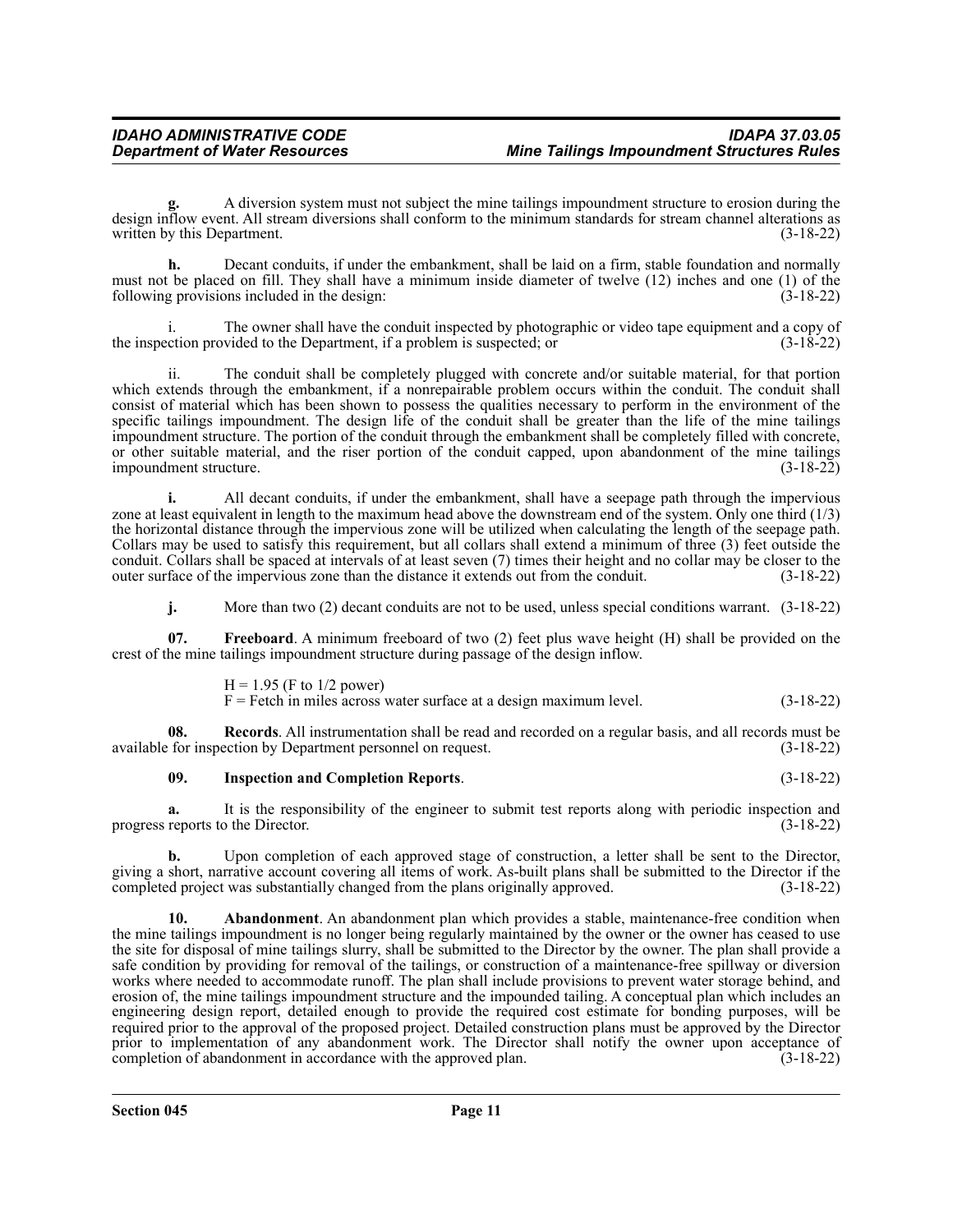**g.** A diversion system must not subject the mine tailings impoundment structure to erosion during the design inflow event. All stream diversions shall conform to the minimum standards for stream channel alterations as written by this Department. (3-18-22)

**h.** Decant conduits, if under the embankment, shall be laid on a firm, stable foundation and normally must not be placed on fill. They shall have a minimum inside diameter of twelve (12) inches and one (1) of the following provisions included in the design: (3-18-22)

i. The owner shall have the conduit inspected by photographic or video tape equipment and a copy of the inspection provided to the Department, if a problem is suspected; or (3-18-22)

ii. The conduit shall be completely plugged with concrete and/or suitable material, for that portion which extends through the embankment, if a nonrepairable problem occurs within the conduit. The conduit shall consist of material which has been shown to possess the qualities necessary to perform in the environment of the specific tailings impoundment. The design life of the conduit shall be greater than the life of the mine tailings impoundment structure. The portion of the conduit through the embankment shall be completely filled with concrete, or other suitable material, and the riser portion of the conduit capped, upon abandonment of the mine tailings impoundment structure. (3-18-22)

**i.** All decant conduits, if under the embankment, shall have a seepage path through the impervious zone at least equivalent in length to the maximum head above the downstream end of the system. Only one third (1/3) the horizontal distance through the impervious zone will be utilized when calculating the length of the seepage path. Collars may be used to satisfy this requirement, but all collars shall extend a minimum of three (3) feet outside the conduit. Collars shall be spaced at intervals of at least seven (7) times their height and no collar may be closer to the outer surface of the impervious zone than the distance it extends out from the conduit. (3-18-22)

**j.** More than two (2) decant conduits are not to be used, unless special conditions warrant. (3-18-22)

**07. Freeboard**. A minimum freeboard of two (2) feet plus wave height (H) shall be provided on the crest of the mine tailings impoundment structure during passage of the design inflow.

$H = 1.95$ (F to 1/2 power)
F = Fetch in miles across water surface at a design maximum level. (3-18-22)

**08. Records**. All instrumentation shall be read and recorded on a regular basis, and all records must be available for inspection by Department personnel on request. (3-18-22)

**09. Inspection and Completion Reports**. (3-18-22)

**a.** It is the responsibility of the engineer to submit test reports along with periodic inspection and progress reports to the Director. (3-18-22)

**b.** Upon completion of each approved stage of construction, a letter shall be sent to the Director, giving a short, narrative account covering all items of work. As-built plans shall be submitted to the Director if the completed project was substantially changed from the plans originally approved. (3-18-22)

**10. Abandonment**. An abandonment plan which provides a stable, maintenance-free condition when the mine tailings impoundment is no longer being regularly maintained by the owner or the owner has ceased to use the site for disposal of mine tailings slurry, shall be submitted to the Director by the owner. The plan shall provide a safe condition by providing for removal of the tailings, or construction of a maintenance-free spillway or diversion works where needed to accommodate runoff. The plan shall include provisions to prevent water storage behind, and erosion of, the mine tailings impoundment structure and the impounded tailing. A conceptual plan which includes an engineering design report, detailed enough to provide the required cost estimate for bonding purposes, will be required prior to the approval of the proposed project. Detailed construction plans must be approved by the Director prior to implementation of any abandonment work. The Director shall notify the owner upon acceptance of completion of abandonment in accordance with the approved plan. (3-18-22)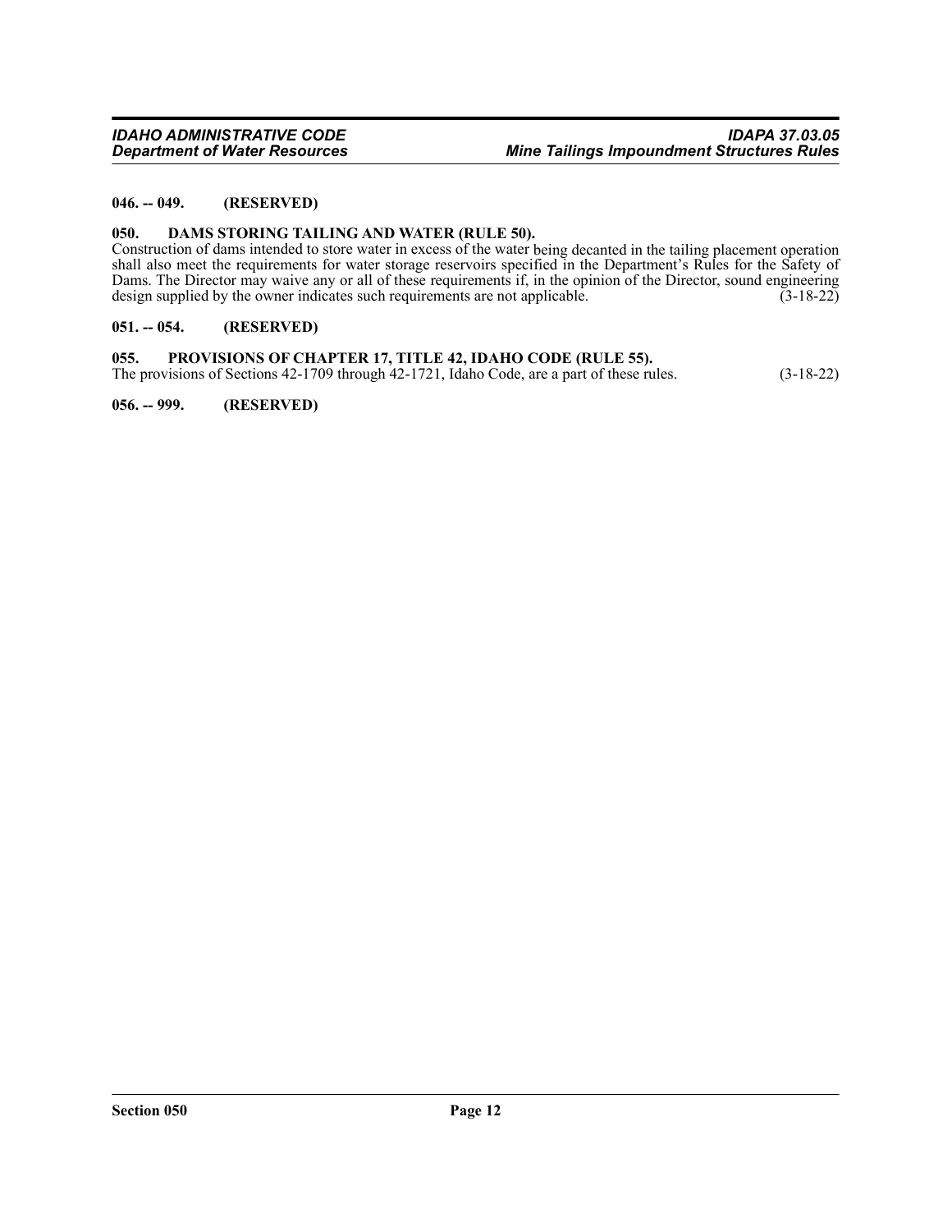**046. -- 049. (RESERVED)**

**050. DAMS STORING TAILING AND WATER (RULE 50).**

Construction of dams intended to store water in excess of the water being decanted in the tailing placement operation shall also meet the requirements for water storage reservoirs specified in the Department's Rules for the Safety of Dams. The Director may waive any or all of these requirements if, in the opinion of the Director, sound engineering design supplied by the owner indicates such requirements are not applicable. (3-18-22)

**051. -- 054. (RESERVED)**

**055. PROVISIONS OF CHAPTER 17, TITLE 42, IDAHO CODE (RULE 55).**

The provisions of Sections 42-1709 through 42-1721, Idaho Code, are a part of these rules. (3-18-22)

**056. -- 999. (RESERVED)**